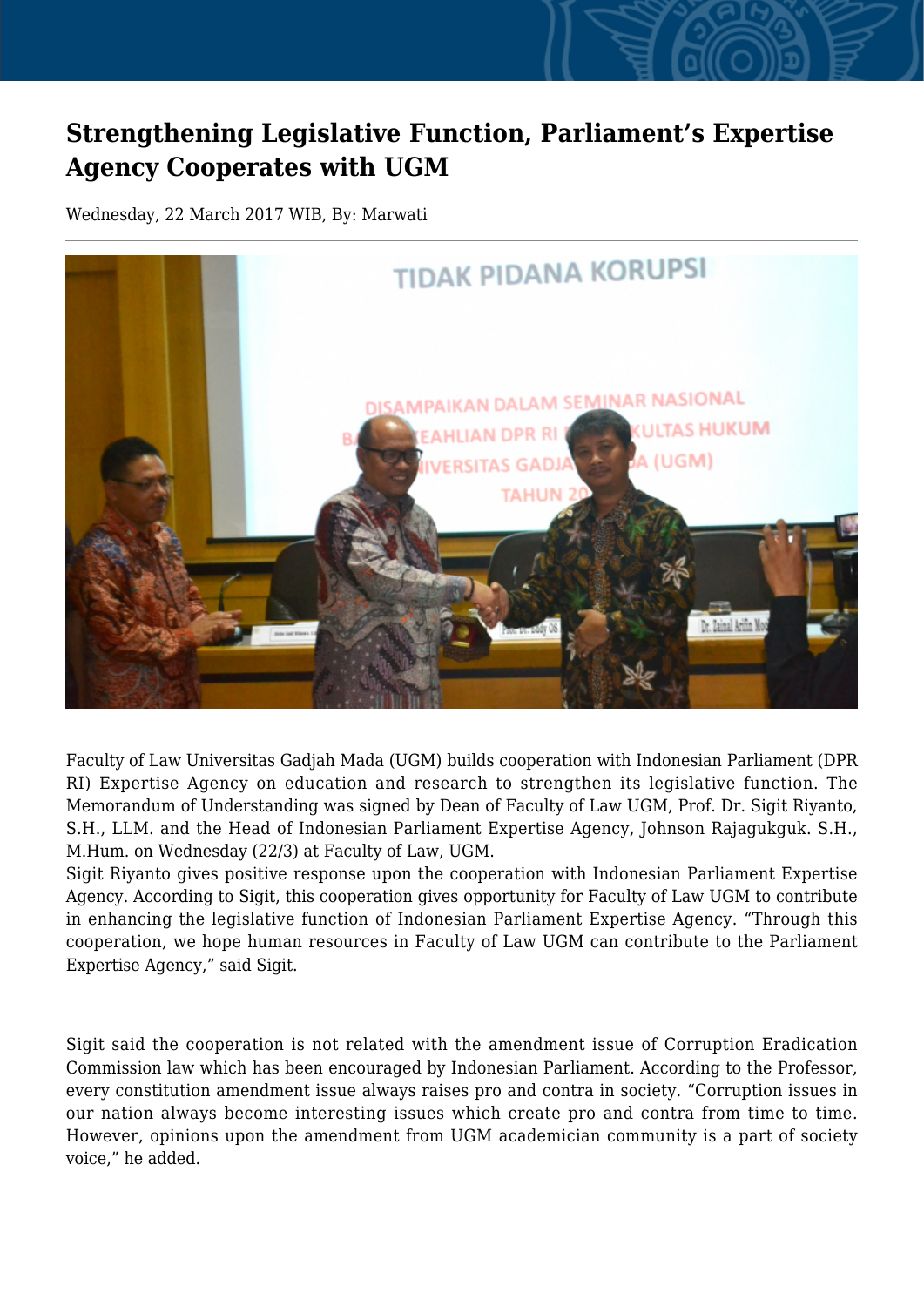# Strengthening Legislative Function, Parliament's Expertise Agency Cooperates with UGM

Wednesday, 22 March 2017 WIB, By: Marwati

Faculty of Law Universitas Gadjah Mada (UGM) builds cooperation with Indonesian Parliament (DPR RI) Expertise Agency on education and research to strengthen its legislative function. The Memorandum of Understanding was signed by Dean of Faculty of Law UGM, Prof. Dr. Sigit Riyanto, S.H., LLM. and the Head of Indonesian Parliament Expertise Agency, Johnson Rajagukguk. S.H., M.Hum. on Wednesday (22/3) at Faculty of Law, UGM.

Sigit Riyanto gives positive response upon the cooperation with Indonesian Parliament Expertise Agency. According to Sigit, this cooperation gives opportunity for Faculty of Law UGM to contribute in enhancing the legislative function of Indonesian Parliament Expertise Agency. "Through this cooperation, we hope human resources in Faculty of Law UGM can contribute to the Parliament Expertise Agency," said Sigit.

Sigit said the cooperation is not related with the amendment issue of Corruption Eradication Commission law which has been encouraged by Indonesian Parliament. According to the Professor, every constitution amendment issue always raises pro and contra in society. "Corruption issues in our nation always become interesting issues which create pro and contra from time to time. However, opinions upon the amendment from UGM academician community is a part of society voice," he added.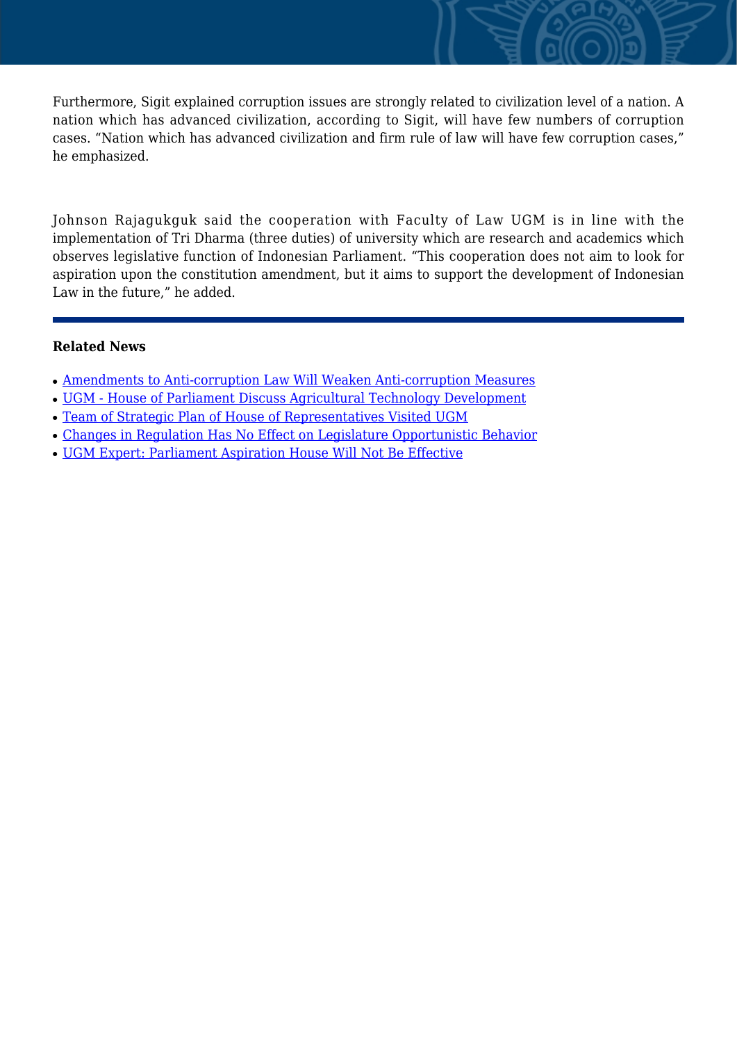Furthermore, Sigit explained corruption issues are strongly related to civilization level of a nation. A nation which has advanced civilization, according to Sigit, will have few numbers of corruption cases. "Nation which has advanced civilization and firm rule of law will have few corruption cases," he emphasized.

Johnson Rajagukguk said the cooperation with Faculty of Law UGM is in line with the implementation of Tri Dharma (three duties) of university which are research and academics which observes legislative function of Indonesian Parliament. "This cooperation does not aim to look for aspiration upon the constitution amendment, but it aims to support the development of Indonesian Law in the future," he added.

---

**Related News**

- Amendments to Anti-corruption Law Will Weaken Anti-corruption Measures
- UGM - House of Parliament Discuss Agricultural Technology Development
- Team of Strategic Plan of House of Representatives Visited UGM
- Changes in Regulation Has No Effect on Legislature Opportunistic Behavior
- UGM Expert: Parliament Aspiration House Will Not Be Effective